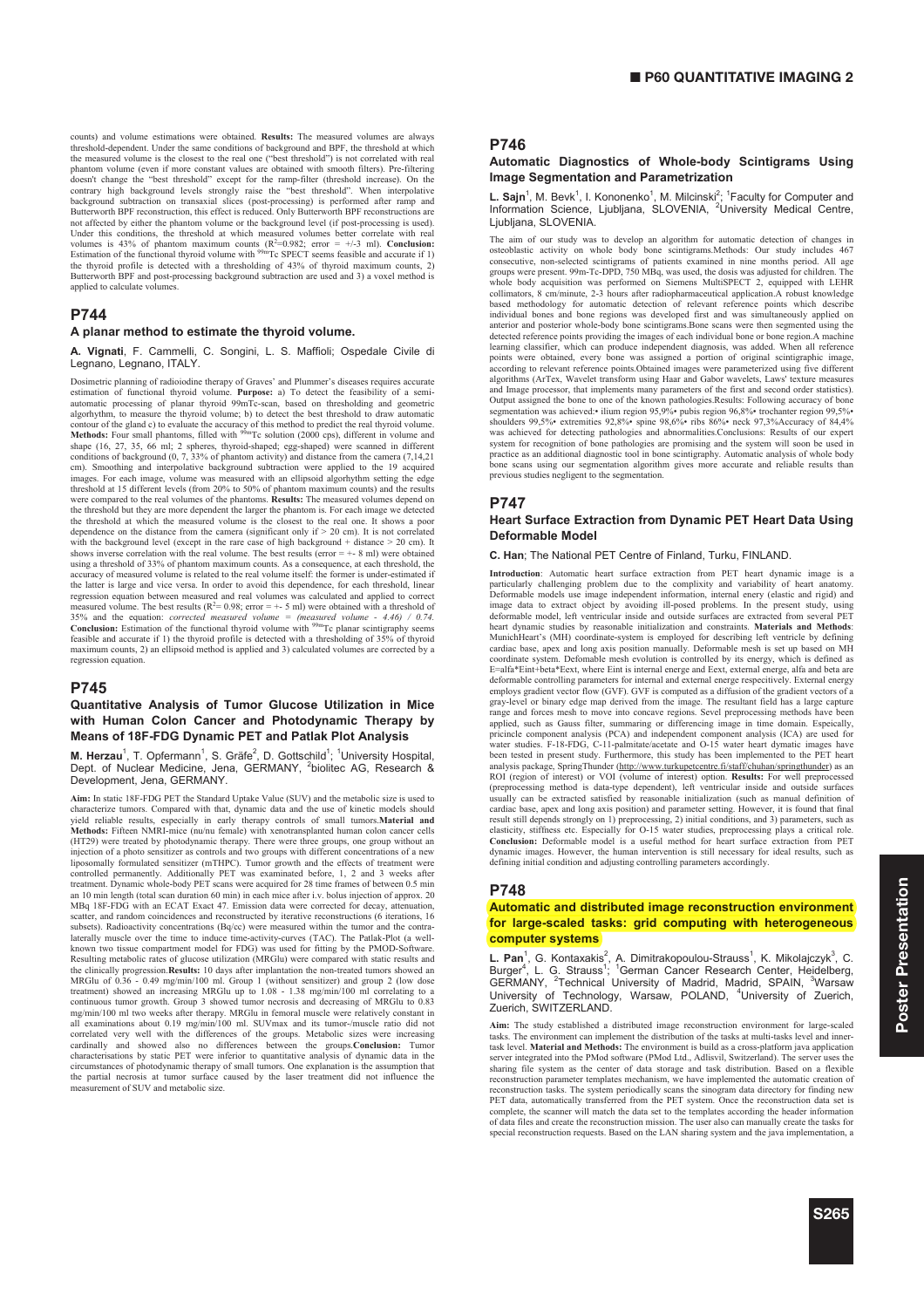counts) and volume estimations were obtained. **Results:** The measured volumes are always threshold-dependent. Under the same conditions of background and BPF, the threshold at which the measured volume is the closest to the real one ("best threshold") is not correlated with real phantom volume (even if more constant values are obtained with smooth filters). Pre-filtering doesn't change the "best threshold" except for the ramp-filter (threshold increase). On the contrary high background levels strongly raise the "best threshold". When interpolative background subtraction on transaxial slices (post-processing) is performed after ramp and Butterworth BPF reconstruction, this effect is reduced. Only Butterworth BPF reconstructions are not affected by either the phantom volume or the background level (if post-processing is used). Under this conditions, the threshold at which measured volumes better correlate with real volumes is 43% of phantom maximum counts ($R^2$=0.982; error = +/-3 ml). **Conclusion:** Estimation of the functional thyroid volume with $^{99m}$Tc SPECT seems feasible and accurate if 1) the thyroid profile is detected with a thresholding of 43% of thyroid maximum counts, 2) Butterworth BPF and post-processing background subtraction are used and 3) a voxel method is applied to calculate volumes.

## P744

### A planar method to estimate the thyroid volume.

**A. Vignati**, F. Cammelli, C. Songini, L. S. Maffioli; Ospedale Civile di Legnano, Legnano, ITALY.

Dosimetric planning of radioiodine therapy of Graves' and Plummer's diseases requires accurate estimation of functional thyroid volume. **Purpose:** a) To detect the feasibility of a semi-automatic processing of planar thyroid 99mTc-scan, based on thresholding and geometric algorhythm, to measure the thyroid volume; b) to detect the best threshold to draw automatic contour of the gland c) to evaluate the accuracy of this method to predict the real thyroid volume. **Methods:** Four small phantoms, filled with $^{99m}$Tc solution (2000 cps), different in volume and shape (16, 27, 35, 66 ml; 2 spheres, thyroid-shaped; egg-shaped) were scanned in different conditions of background (0, 7, 33% of phantom activity) and distance from the camera (7,14,21 cm). Smoothing and interpolative background subtraction were applied to the 19 acquired images. For each image, volume was measured with an ellipsoid algorhythm setting the edge threshold at 15 different levels (from 20% to 50% of phantom maximum counts) and the results were compared to the real volumes of the phantoms. **Results:** The measured volumes depend on the threshold but they are more dependent the larger the phantom is. For each image we detected the threshold at which the measured volume is the closest to the real one. It shows a poor dependence on the distance from the camera (significant only if > 20 cm). It is not correlated with the background level (except in the rare case of high background + distance > 20 cm). It shows inverse correlation with the real volume. The best results (error = +- 8 ml) were obtained using a threshold of 33% of phantom maximum counts. As a consequence, at each threshold, the accuracy of measured volume is related to the real volume itself: the former is under-estimated if the latter is large and vice versa. In order to avoid this dependence, for each threshold, linear regression equation between measured and real volumes was calculated and applied to correct measured volume. The best results ($R^2$= 0.98; error = +- 5 ml) were obtained with a threshold of 35% and the equation: *corrected measured volume = (measured volume - 4.46) / 0.74.* **Conclusion:** Estimation of the functional thyroid volume with $^{99m}$Tc planar scintigraphy seems feasible and accurate if 1) the thyroid profile is detected with a thresholding of 35% of thyroid maximum counts, 2) an ellipsoid method is applied and 3) calculated volumes are corrected by a regression equation.

## P745

### Quantitative Analysis of Tumor Glucose Utilization in Mice with Human Colon Cancer and Photodynamic Therapy by Means of 18F-FDG Dynamic PET and Patlak Plot Analysis

**M. Herzau**[1], T. Opfermann[1], S. Gräfe[2], D. Gottschild[1]; [1]University Hospital, Dept. of Nuclear Medicine, Jena, GERMANY, [2]biolitec AG, Research & Development, Jena, GERMANY.

**Aim:** In static 18F-FDG PET the Standard Uptake Value (SUV) and the metabolic size is used to characterize tumors. Compared with that, dynamic data and the use of kinetic models should yield reliable results, especially in early therapy controls of small tumors. **Material and Methods:** Fifteen NMRI-mice (nu/nu female) with xenotransplanted human colon cancer cells (HT29) were treated by photodynamic therapy. There were three groups, one group without an injection of a photo sensitizer as controls and two groups with different concentrations of a new liposomally formulated sensitizer (mTHPC). Tumor growth and the effects of treatment were controlled permanently. Additionally PET was examinated before, 1, 2 and 3 weeks after treatment. Dynamic whole-body PET scans were acquired for 28 time frames of between 0.5 min an 10 min length (total scan duration 60 min) in each mice after i.v. bolus injection of approx. 20 MBq 18F-FDG with an ECAT Exact 47. Emission data were corrected for decay, attenuation, scatter, and random coincidences and reconstructed by iterative reconstructions (6 iterations, 16 subsets). Radioactivity concentrations (Bq/cc) were measured within the tumor and the contra-laterally muscle over the time to induce time-activity-curves (TAC). The Patlak-Plot (a well-known two tissue compartment model for FDG) was used for fitting by the PMOD-Software. Resulting metabolic rates of glucose utilization (MRGlu) were compared with static results and the clinically progression. **Results:** 10 days after implantation the non-treated tumors showed an MRGlu of 0.36 - 0.49 mg/min/100 ml. Group 1 (without sensitizer) and group 2 (low dose treatment) showed an increasing MRGlu up to 1.08 - 1.38 mg/min/100 ml correlating to a continuous tumor growth. Group 3 showed tumor necrosis and decreasing of MRGlu to 0.83 mg/min/100 ml two weeks after therapy. MRGlu in femoral muscle were relatively constant in all examinations about 0.19 mg/min/100 ml. SUVmax and its tumor-/muscle ratio did not correlated very well with the differences of the groups. Metabolic sizes were increasing cardinally and showed also no differences between the groups. **Conclusion:** Tumor characterisations by static PET were inferior to quantitative analysis of dynamic data in the circumstances of photodynamic therapy of small tumors. One explanation is the assumption that the partial necrosis at tumor surface caused by the laser treatment did not influence the measurement of SUV and metabolic size.

## P746

### Automatic Diagnostics of Whole-body Scintigrams Using Image Segmentation and Parametrization

**L. Sajn**[1], M. Bevk[1], I. Kononenko[1], M. Milcinski[2]; [1]Faculty for Computer and Information Science, Ljubljana, SLOVENIA, [2]University Medical Centre, Ljubljana, SLOVENIA.

The aim of our study was to develop an algorithm for automatic detection of changes in osteoblastic activity on whole body bone scintigrams.Methods: Our study includes 467 consecutive, non-selected scintigrams of patients examined in nine months period. All age groups were present. 99m-Tc-DPD, 750 MBq, was used, the dosis was adjusted for children. The whole body acquisition was performed on Siemens MultiSPECT 2, equipped with LEHR collimators, 8 cm/minute, 2-3 hours after radiopharmaceutical application.A robust knowledge based methodology for automatic detection of relevant reference points which describe individual bones and bone regions was developed first and was simultaneously applied on anterior and posterior whole-body bone scintigrams.Bone scans were then segmented using the detected reference points providing the images of each individual bone or bone region.A machine learning classifier, which can produce independent diagnosis, was added. When all reference points were obtained, every bone was assigned a portion of original scintigraphic image, according to relevant reference points.Obtained images were parameterized using five different algorithms (ArTex, Wavelet transform using Haar and Gabor wavelets, Laws' texture measures and Image processor, that implements many parameters of the first and second order statistics). Output assigned the bone to one of the known pathologies.Results: Following accuracy of bone segmentation was achieved:• ilium region 95,9%• pubis region 96,8%• trochanter region 99,5%• shoulders 99,5%• extremities 92,8%• spine 98,6%• ribs 86%• neck 97,3%Accuracy of 84,4% was achieved for detecting pathologies and abnormalities.Conclusions: Results of our expert system for recognition of bone pathologies are promising and the system will soon be used in practice as an additional diagnostic tool in bone scintigraphy. Automatic analysis of whole body bone scans using our segmentation algorithm gives more accurate and reliable results than previous studies negligent to the segmentation.

## P747

### Heart Surface Extraction from Dynamic PET Heart Data Using Deformable Model

**C. Han**; The National PET Centre of Finland, Turku, FINLAND.

**Introduction**: Automatic heart surface extraction from PET heart dynamic image is a particularly challenging problem due to the complexity and variability of heart anatomy. Deformable models use image independent information, internal enery (elastic and rigid) and image data to extract object by avoiding ill-posed problems. In the present study, using deformable model, left ventricular inside and outside surfaces are extracted from several PET heart dynamic studies by reasonable initialization and constraints. **Materials and Methods**: MunichHeart's (MH) coordinate-system is employed for describing left ventricle by defining cardiac base, apex and long axis position manually. Deformable mesh is set up based on MH coordinate system. Deformable mesh evolution is controlled by its energy, which is defined as E=alfa*Eint+beta*Eext, where Eint is internal energe and Eext, external energe, alfa and beta are deformable controlling parameters for internal and external energe respecitively. External energy employs gradient vector flow (GVF). GVF is computed as a diffusion of the gradient vectors of a gray-level or binary edge map derived from the image. The resultant field has a large capture range and forces mesh to move into concave regions. Sevel preprocessing methods have been applied, such as Gauss filter, summaring or differencing image in time domain. Especially, pricincle component analysis (PCA) and independent component analysis (ICA) are used for water studies. F-18-FDG, C-11-palmitate/acetate and O-15 water heart dynamic images have been tested in present study. Furthermore, this study has been implemented to the PET heart analysis package, SpringThunder (http://www.turkupetcentre.fi/staff/chuhan/springthunder) as an ROI (region of interest) or VOI (volume of interest) option. **Results:** For well preprocessed (preprocessing method is data-type dependent), left ventricular inside and outside surfaces usually can be extracted satisfied by reasonable initialization (such as manual definition of cardiac base, apex and long axis position) and parameter setting. However, it is found that final result still depends strongly on 1) preprocessing, 2) initial conditions, and 3) parameters, such as elasticity, stiffness etc. Especially for O-15 water studies, preprocessing plays a critical role. **Conclusion:** Deformable model is a useful method for heart surface extraction from PET dynamic images. However, the human intervention is still necessary for ideal results, such as defining initial condition and adjusting controlling parameters accordingly.

## P748

### Automatic and distributed image reconstruction environment for large-scaled tasks: grid computing with heterogeneous computer systems

**L. Pan**[1], G. Kontaxakis[2], A. Dimitrakopoulou-Strauss[1], K. Mikolajczyk[3], C. Burger[4], L. G. Strauss[1]; [1]German Cancer Research Center, Heidelberg, GERMANY, [2]Technical University of Madrid, Madrid, SPAIN, [3]Warsaw University of Technology, Warsaw, POLAND, [4]University of Zuerich, Zuerich, SWITZERLAND.

**Aim:** The study established a distributed image reconstruction environment for large-scaled tasks. The environment can implement the distribution of the tasks at multi-tasks level and inner-task level. **Material and Methods:** The environment is build as a cross-platform java application server integrated into the PMod software (PMod Ltd., Adlisvil, Switzerland). The server uses the sharing file system as the center of data storage and task distribution. Based on a flexible reconstruction parameter templates mechanism, we have implemented the automatic creation of reconstruction tasks. The system periodically scans the sinogram data directory for finding new PET data, automatically transferred from the PET system. Once the reconstruction data set is complete, the scanner will match the data set to the templates according the header information of data files and create the reconstruction mission. The user also can manually create the tasks for special reconstruction requests. Based on the LAN sharing system and the java implementation, a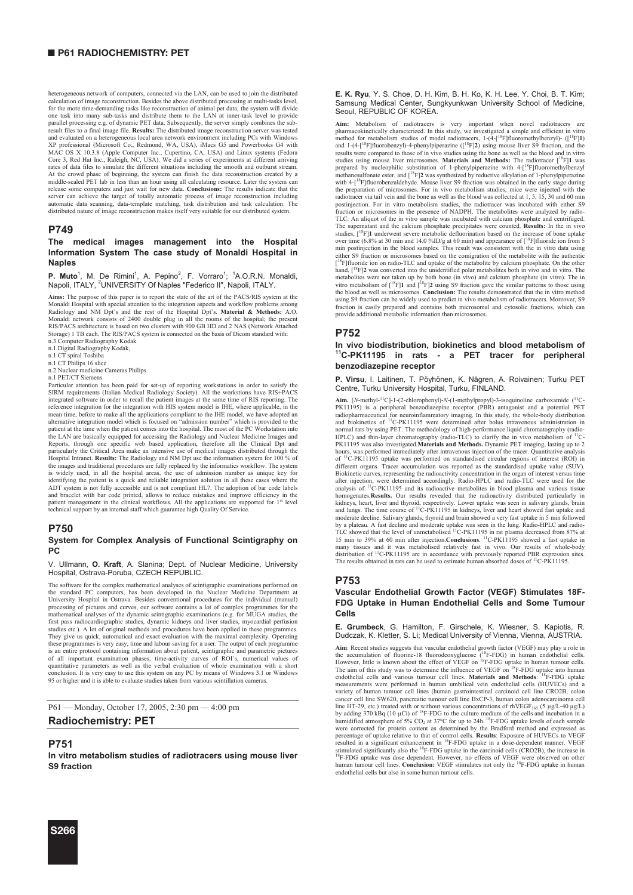heterogeneous network of computers, connected via the LAN, can be used to join the distributed calculation of image reconstruction. Besides the above distributed processing at multi-tasks level, for the more time-demanding tasks like reconstruction of animal pet data, the system will divide one task into many sub-tasks and distribute them to the LAN at inner-task level to provide parallel processing e.g. of dynamic PET data. Subsequently, the server simply combines the sub-result files to a final image file. **Results:** The distributed image reconstruction server was tested and evaluated on a heterogeneous local area network environment including PCs with Windows XP professional (Microsoft Co., Redmond, WA, USA), iMacs G5 and Powerbooks G4 with MAC OS X 10.3.8 (Apple Computer Inc., Cupertino, CA, USA) and Linux systems (Fedora Core 3, Red Hat Inc., Raleigh, NC, USA). We did a series of experiments at different arriving rates of data files to simulate the different situations including the smooth and outburst stream. At the crowd phase of beginning, the system can finish the data reconstruction created by a middle-scaled PET lab in less than an hour using all calculating resource. Later the system can release some computers and just wait for new data. **Conclusions:** The results indicate that the server can achieve the target of totally automatic process of image reconstruction including automatic data scanning, data-template matching, task distribution and task calculation. The distributed nature of image reconstruction makes itself very suitable for our distributed system.

## P749

### The medical images management into the Hospital Information System The case study of Monaldi Hospital in Naples

**P. Muto**[1], M. De Rimini[1], A. Pepino[2], F. Vorraro[1]; [1]A.O.R.N. Monaldi, Napoli, ITALY, [2]UNIVERSITY Of Naples "Federico II", Napoli, ITALY.

**Aims:** The purpose of this paper is to report the state of the art of the PACS/RIS system at the Monaldi Hospital with special attention to the integration aspects and workflow problems among Radiology and NM Dpt's and the rest of the Hospital Dpt's. **Material & Methods:** A.O. Monaldi network consists of 2400 double plug in all the rooms of the hospital; the present RIS/PACS architecture is based on two clusters with 900 GB HD and 2 NAS (Network Attached Storage) 1 TB each. The RIS/PACS system is connected on the basis of Dicom standard with:

n.3 Computer Radiography Kodak
n.1 Digital Radiography Kodak,
n.1 CT spiral Toshiba
n.1 CT Philips 16 slice
n.2 Nuclear medicine Cameras Philips
n.1 PET/CT Siemens

Particular attention has been paid for set-up of reporting workstations in order to satisfy the SIRM requirements (Italian Medical Radiology Society). All the workstions have RIS+PACS integrated software in order to recall the patient images at the same time of RIS reporting. The reference integration for the integration with HIS system model is IHE, where applicable, in the mean time, before to make all the applications compliant to the IHE model, we have adopted an alternative integration model which is focused on "admission number" which is provided to the patient at the time when the patient comes into the hospital. The most of the PC Workstation into the LAN are basically equipped for accessing the Radiology and Nuclear Medicine Images and Reports, through one specific web based application, therefore all the Clinical Dpt and particularly the Critical Area make an intensive use of medical images distributed through the Hospital Intranet. **Results:** The Radiology and NM Dpt use the information system for 100 % of the images and traditional procedures are fully replaced by the informatics workflow. The system is widely used, in all the hospital areas, the use of admission number as unique key for identifying the patient is a quick and reliable integration solution in all these cases where the ADT system is not fully accessible and is not compliant HL7. The adoption of bar code labels and bracelet with bar code printed, allows to reduce mistakes and improve efficiency in the patient management in the clinical workflows. All the applications are supported for 1st level technical support by an internal staff which guarantee high Quality Of Service.

## P750

### System for Complex Analysis of Functional Scintigraphy on PC

V. Ullmann, **O. Kraft**, A. Slanina; Dept. of Nuclear Medicine, University Hospital, Ostrava-Poruba, CZECH REPUBLIC.

The software for the complex mathematical analyses of scintigraphic examinations performed on the standard PC computers, has been developed in the Nuclear Medicine Department at University Hospital in Ostrava. Besides conventional procedures for the individual (manual) processing of pictures and curves, our software contains a lot of complex programmes for the mathematical analyses of the dynamic scintigraphic examinations (e.g. for MUGA studies, the first pass radiocardiographic studies, dynamic kidneys and liver studies, myocardial perfusion studies etc.). A lot of original methods and procedures have been applied in these programmes. They give us quick, automatical and exact evaluation with the maximal complexity. Operating these programmes is very easy, time and labour saving for a user. The output of each programme is an entire protocol containing information about patient, scintigraphic and parametric pictures of all important examination phases, time-activity curves of ROI´s, numerical values of quantitative parameters as well as the verbal evaluation of whole examination with a short conclusion. It is very easy to use this system on any PC by means of Windows 3.1 or Windows 95 or higher and it is able to evaluate studies taken from various scintillation cameras.

P61 — Monday, October 17, 2005, 2:30 pm — 4:00 pm

# Radiochemistry: PET

## P751

### In vitro metabolism studies of radiotracers using mouse liver S9 fraction

**E. K. Ryu**, Y. S. Choe, D. H. Kim, B. H. Ko, K. H. Lee, Y. Choi, B. T. Kim; Samsung Medical Center, Sungkyunkwan University School of Medicine, Seoul, REPUBLIC OF KOREA.

**Aim:** Metabolism of radiotracers is very important when novel radiotracers are pharmacokinetically characterized. In this study, we investigated a simple and efficient in vitro method for metabolism studies of model radiotracers, 1-(4-[$^{18}$F]fluoromethylbenzyl)- ([$^{18}$F]**1**) and 1-(4-[$^{18}$F]fluorobenzyl)-4-phenylpiperazine ([$^{18}$F]**2**) using mouse liver S9 fraction, and the results were compared to those of in vivo studies using the bone as well as the blood and in vitro studies using mouse liver microsomes. **Materials and Methods:** The radiotracer [$^{18}$F]**1** was prepared by nucleophilic substitution of 1-phenylpiperazine with 4-[$^{18}$F]fluoromethylbenzyl methanesulfonate ester, and [$^{18}$F]**2** was synthesized by reductive alkylation of 1-phenylpiperazine with 4-[$^{18}$F]fluorobenzaldehyde. Mouse liver S9 fraction was obtained in the early stage during the preparation of microsomes. For in vivo metabolism studies, mice were injected with the radiotracer via tail vein and the bone as well as the blood was collected at 1, 5, 15, 30 and 60 min postinjection. For in vitro metabolism studies, the radiotracer was incubated with either S9 fraction or microsomes in the presence of NADPH. The metabolites were analyzed by radio-TLC. An aliquot of the in vitro sample was incubated with calcium phosphate and centrifuged. The supernatant and the calcium phosphate precipitates were counted. **Results:** In the in vivo studies, [$^{18}$F]**1** underwent severe metabolic defluorination based on the increase of bone uptake over time (6.8% at 30 min and 14.0 %ID/g at 60 min) and appearance of [$^{18}$F]fluoride ion from 5 min postinjection in the blood samples. This result was consistent with the in vitro data using either S9 fraction or microsomes based on the comigration of the metabolite with the authentic [$^{18}$F]fluoride ion on radio-TLC and uptake of the metabolite by calcium phosphate. On the other hand, [$^{18}$F]**2** was converted into the unidentified polar metabolites both in vivo and in vitro. The metabolites were not taken up by both bone (in vivo) and calcium phosphate (in vitro). The in vitro metabolism of [$^{18}$F]**1** and [$^{18}$F]**2** using S9 fraction gave the similar patterns to those using the blood as well as microsomes. **Conclusion:** The results demonstrated that the in vitro method using S9 fraction can be widely used to predict in vivo metabolism of radiotracers. Moreover, S9 fraction is easily prepared and contains both microsomal and cytosolic fractions, which can provide additional metabolic information than microsomes.

## P752

### In vivo biodistribution, biokinetics and blood metabolism of $^{11}$C-PK11195 in rats - a PET tracer for peripheral benzodiazepine receptor

**P. Virsu**, I. Laitinen, P. Pöyhönen, K. Någren, A. Roivainen; Turku PET Centre, Turku University Hospital, Turku, FINLAND.

**Aim.** [*N*-methyl-$^{11}$C]-1-(2-chlorophenyl)-*N*-(1-methylpropyl)-3-isoquinoline carboxamide ($^{11}$C-PK11195) is a peripheral benzodiazepine receptor (PBR) antagonist and a potential PET radiopharmaceutical for neuroinflammatory imaging. In this study, the whole-body distribution and biokinetics of $^{11}$C-PK11195 were determined after bolus intravenous administration in normal rats by using PET. The methodology of high-performance liquid chromatography (radio-HPLC) and thin-layer chromatography (radio-TLC) to clarify the in vivo metabolism of $^{11}$C-PK11195 was also investigated.**Materials and Methods.** Dynamic PET imaging, lasting up to 2 hours, was performed immediately after intravenous injection of the tracer. Quantitative analysis of $^{11}$C-PK11195 uptake was performed on standardised circular regions of interest (ROI) in different organs. Tracer accumulation was reported as the standardised uptake value (SUV). Biokinetic curves, representing the radioactivity concentration in the organ of interest versus time after injection, were determined accordingly. Radio-HPLC and radio-TLC were used for the analysis of $^{11}$C-PK11195 and its radioactive metabolites in blood plasma and various tissue homogenates.**Results.** Our results revealed that the radioactivity distributed particularly in kidneys, heart, liver and thyroid, respectively. Lower uptake was seen in salivary glands, brain and lungs. The time course of $^{11}$C-PK11195 in kidneys, liver and heart showed fast uptake and moderate decline. Salivary glands, thyroid and brain showed a very fast uptake in 5 min followed by a plateau. A fast decline and moderate uptake was seen in the lung. Radio-HPLC and radio-TLC showed that the level of unmetabolised $^{11}$C-PK11195 in rat plasma decreased from 87% at 15 min to 39% at 60 min after injection.**Conclusions**. $^{11}$C-PK11195 showed a fast uptake in many tissues and it was metabolised relatively fast in vivo. Our results of whole-body distribution of $^{11}$C-PK11195 are in accordance with previously reported PBR expression sites. The results obtained in rats can be used to estimate human absorbed doses of $^{11}$C-PK11195.

## P753

### Vascular Endothelial Growth Factor (VEGF) Stimulates 18F-FDG Uptake in Human Endothelial Cells and Some Tumour Cells

**E. Grumbeck**, G. Hamilton, F. Girschele, K. Wiesner, S. Kapiotis, R. Dudczak, K. Kletter, S. Li; Medical University of Vienna, Vienna, AUSTRIA.

**Aim**: Recent studies suggests that vascular endothelial growth factor (VEGF) may play a role in the accumulation of fluorine-18 fluorodeoxyglucose ($^{18}$F-FDG) in human endothelial cells. However, little is known about the effect of VEGF on $^{18}$F-FDG uptake in human tumour cells. The aim of this study was to determine the influence of VEGF on $^{18}$F-FDG uptake into human endothelial cells and various tumour cell lines. **Materials and Methods**: $^{18}$F-FDG uptake measurements were performed in human umbilical vein endothelial cells (HUVECs) and a variety of human tumour cell lines (human gastrointestinal carcinoid cell line CRO2B, colon cancer cell line SW620, pancreatic tumour cell line BxCP-3, human colon adenocarcinoma cell line HT-29, etc.) treated with or without various concentrations of rhVEGF$_{165}$ (5 µg/L-40 µg/L) by adding 370 kBq (10 µCi) of $^{18}$F-FDG to the culture medium of the cells and incubation in a humidified atmosphere of 5% $CO_2$ at 37°C for up to 24h. $^{18}$F-FDG uptake levels of each sample were corrected for protein content as determined by the Bradford method and expressed as percentage of uptake relative to that of control cells. **Results**: Exposure of HUVECs to VEGF resulted in a significant enhancement in $^{18}$F-FDG uptake in a dose-dependent manner. VEGF stimulated significantly also the $^{18}$F-FDG uptake in the carcinoid cells (CRO2B), the increase in $^{18}$F-FDG uptake was dose dependent. However, no effects of VEGF were observed on other human tumour cell lines. **Conclusion:** VEGF stimulates not only the $^{18}$F-FDG uptake in human endothelial cells but also in some human tumour cells.